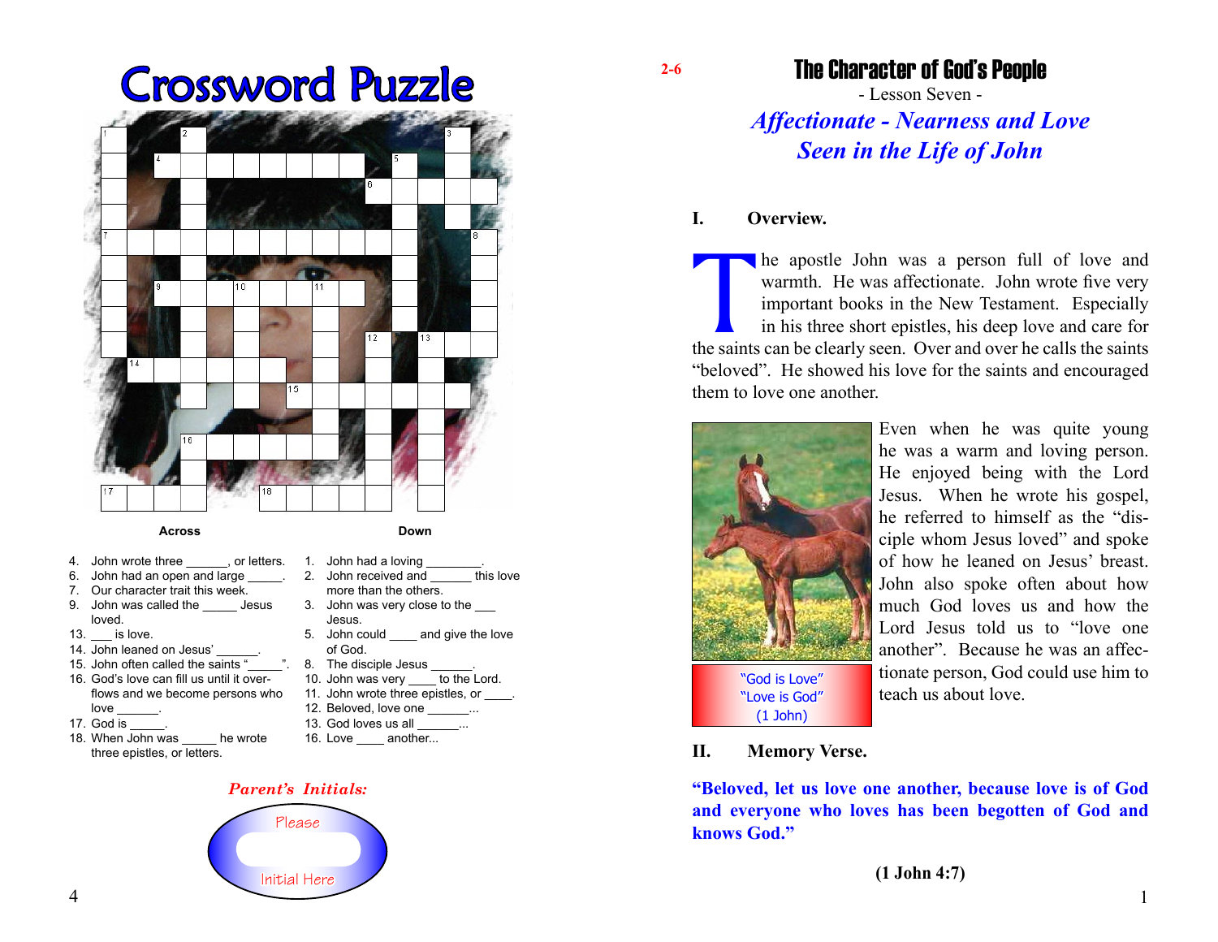# Crossword Puzzle

**Across**

4. John wrote three ______, or letters.
6. John had an open and large _____.
7. Our character trait this week.
9. John was called the _____ Jesus loved.
13. ___ is love.
14. John leaned on Jesus' ______.
15. John often called the saints "_____".
16. God's love can fill us until it overflows and we become persons who love ______.
17. God is _____.
18. When John was _____ he wrote three epistles, or letters.

**Down**

1. John had a loving ________.
2. John received and ______ this love more than the others.
3. John was very close to the ___ Jesus.
5. John could ____ and give the love of God.
8. The disciple Jesus ______.
10. John was very ____ to the Lord.
11. John wrote three epistles, or ____.
12. Beloved, love one ______...
13. God loves us all _______...
16. Love ____ another...

*Parent's Initials:*

Please

Initial Here

2-6

# The Character of God's People

- Lesson Seven -

## *Affectionate - Nearness and Love Seen in the Life of John*

### I. Overview.

The apostle John was a person full of love and warmth. He was affectionate. John wrote five very important books in the New Testament. Especially in his three short epistles, his deep love and care for the saints can be clearly seen. Over and over he calls the saints "beloved". He showed his love for the saints and encouraged them to love one another.

"God is Love"
"Love is God"
(1 John)

Even when he was quite young he was a warm and loving person. He enjoyed being with the Lord Jesus. When he wrote his gospel, he referred to himself as the "disciple whom Jesus loved" and spoke of how he leaned on Jesus' breast. John also spoke often about how much God loves us and how the Lord Jesus told us to "love one another". Because he was an affectionate person, God could use him to teach us about love.

### II. Memory Verse.

**"Beloved, let us love one another, because love is of God and everyone who loves has been begotten of God and knows God."**

**(1 John 4:7)**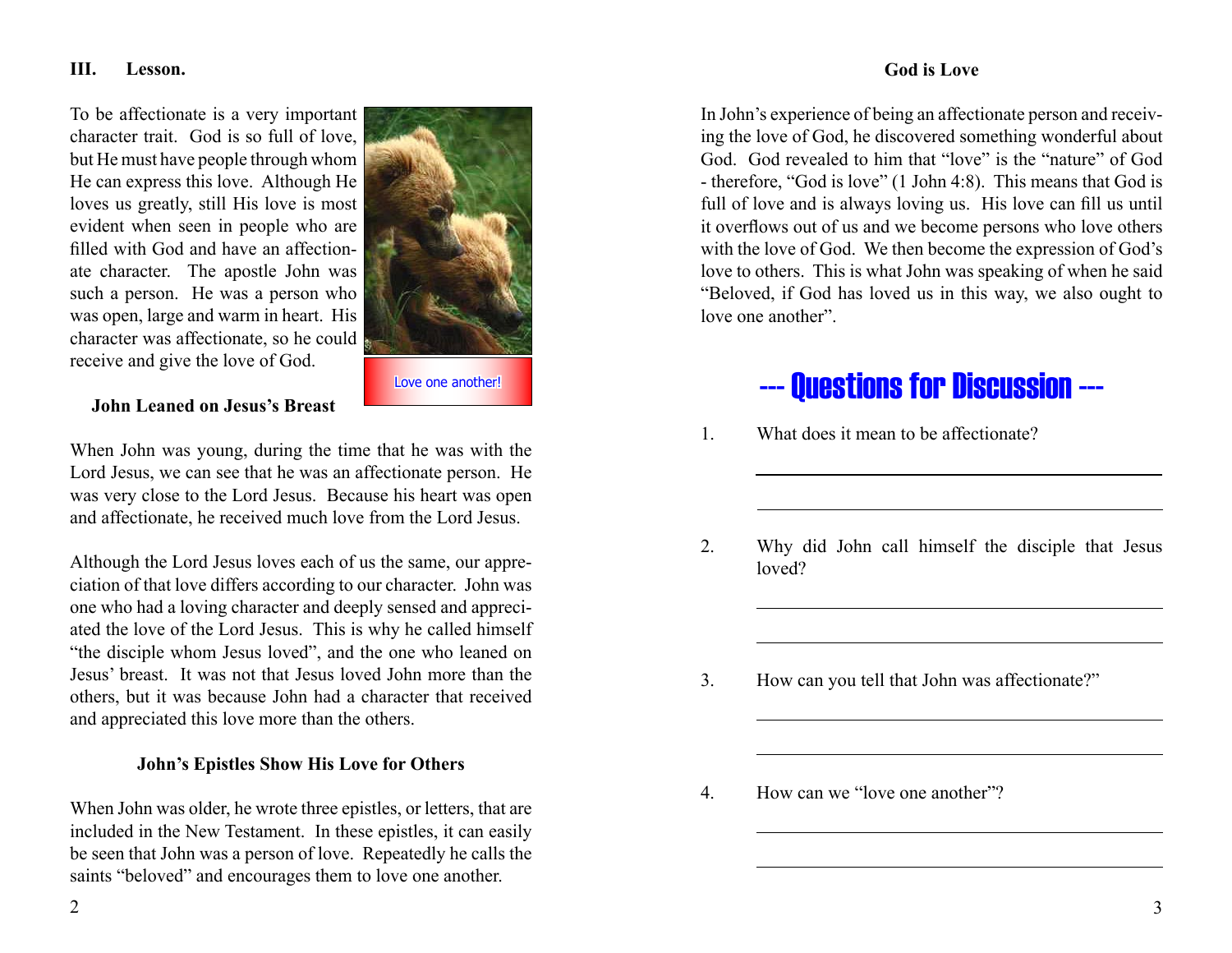## III. Lesson.

To be affectionate is a very important character trait. God is so full of love, but He must have people through whom He can express this love. Although He loves us greatly, still His love is most evident when seen in people who are filled with God and have an affectionate character. The apostle John was such a person. He was a person who was open, large and warm in heart. His character was affectionate, so he could receive and give the love of God.

Love one another!

### John Leaned on Jesus's Breast

When John was young, during the time that he was with the Lord Jesus, we can see that he was an affectionate person. He was very close to the Lord Jesus. Because his heart was open and affectionate, he received much love from the Lord Jesus.

Although the Lord Jesus loves each of us the same, our appreciation of that love differs according to our character. John was one who had a loving character and deeply sensed and appreciated the love of the Lord Jesus. This is why he called himself "the disciple whom Jesus loved", and the one who leaned on Jesus' breast. It was not that Jesus loved John more than the others, but it was because John had a character that received and appreciated this love more than the others.

### John's Epistles Show His Love for Others

When John was older, he wrote three epistles, or letters, that are included in the New Testament. In these epistles, it can easily be seen that John was a person of love. Repeatedly he calls the saints "beloved" and encourages them to love one another.

### God is Love

In John's experience of being an affectionate person and receiving the love of God, he discovered something wonderful about God. God revealed to him that "love" is the "nature" of God - therefore, "God is love" (1 John 4:8). This means that God is full of love and is always loving us. His love can fill us until it overflows out of us and we become persons who love others with the love of God. We then become the expression of God's love to others. This is what John was speaking of when he said "Beloved, if God has loved us in this way, we also ought to love one another".

## --- Questions for Discussion ---

1. What does it mean to be affectionate?

\_\_\_\_\_\_\_\_\_\_\_\_\_\_\_\_\_\_\_\_\_\_\_\_\_\_\_\_\_\_\_\_\_\_\_\_\_\_\_\_

\_\_\_\_\_\_\_\_\_\_\_\_\_\_\_\_\_\_\_\_\_\_\_\_\_\_\_\_\_\_\_\_\_\_\_\_\_\_\_\_

2. Why did John call himself the disciple that Jesus loved?

\_\_\_\_\_\_\_\_\_\_\_\_\_\_\_\_\_\_\_\_\_\_\_\_\_\_\_\_\_\_\_\_\_\_\_\_\_\_\_\_

\_\_\_\_\_\_\_\_\_\_\_\_\_\_\_\_\_\_\_\_\_\_\_\_\_\_\_\_\_\_\_\_\_\_\_\_\_\_\_\_

3. How can you tell that John was affectionate?"

\_\_\_\_\_\_\_\_\_\_\_\_\_\_\_\_\_\_\_\_\_\_\_\_\_\_\_\_\_\_\_\_\_\_\_\_\_\_\_\_

\_\_\_\_\_\_\_\_\_\_\_\_\_\_\_\_\_\_\_\_\_\_\_\_\_\_\_\_\_\_\_\_\_\_\_\_\_\_\_\_

4. How can we "love one another"?

\_\_\_\_\_\_\_\_\_\_\_\_\_\_\_\_\_\_\_\_\_\_\_\_\_\_\_\_\_\_\_\_\_\_\_\_\_\_\_\_

\_\_\_\_\_\_\_\_\_\_\_\_\_\_\_\_\_\_\_\_\_\_\_\_\_\_\_\_\_\_\_\_\_\_\_\_\_\_\_\_